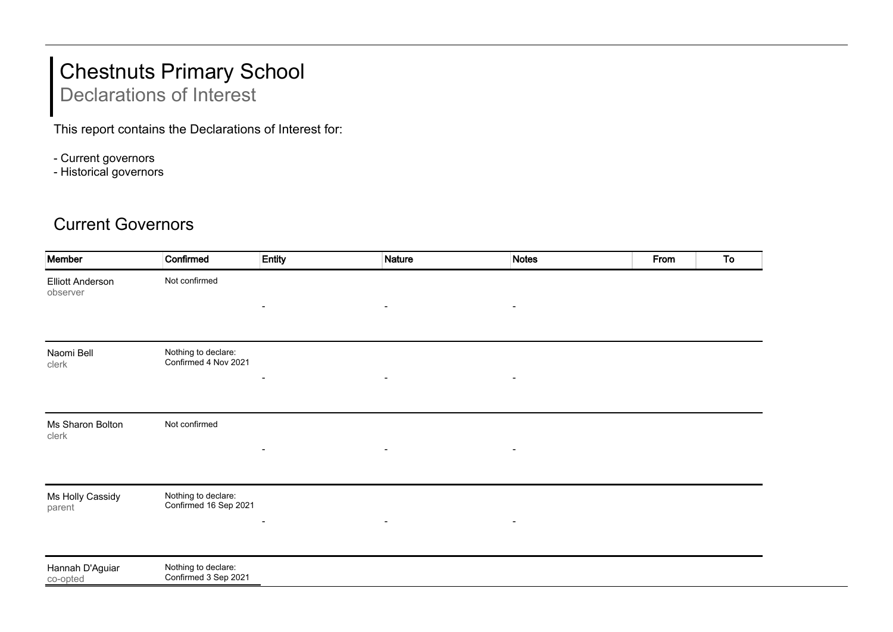# Chestnuts Primary School

## Declarations of Interest

This report contains the Declarations of Interest for:

- Current governors
- Historical governors

## Current Governors

| Member | Confirmed | Entity | Nature | Notes | From | To |
|---|---|---|---|---|---|---|
| Elliott Anderson<br>observer | Not confirmed | - | - | - | | |
| Naomi Bell<br>clerk | Nothing to declare:<br>Confirmed 4 Nov 2021 | - | - | - | | |
| Ms Sharon Bolton<br>clerk | Not confirmed | - | - | - | | |
| Ms Holly Cassidy<br>parent | Nothing to declare:<br>Confirmed 16 Sep 2021 | - | - | - | | |
| Hannah D'Aguiar<br>co-opted | Nothing to declare:<br>Confirmed 3 Sep 2021 | | | | | |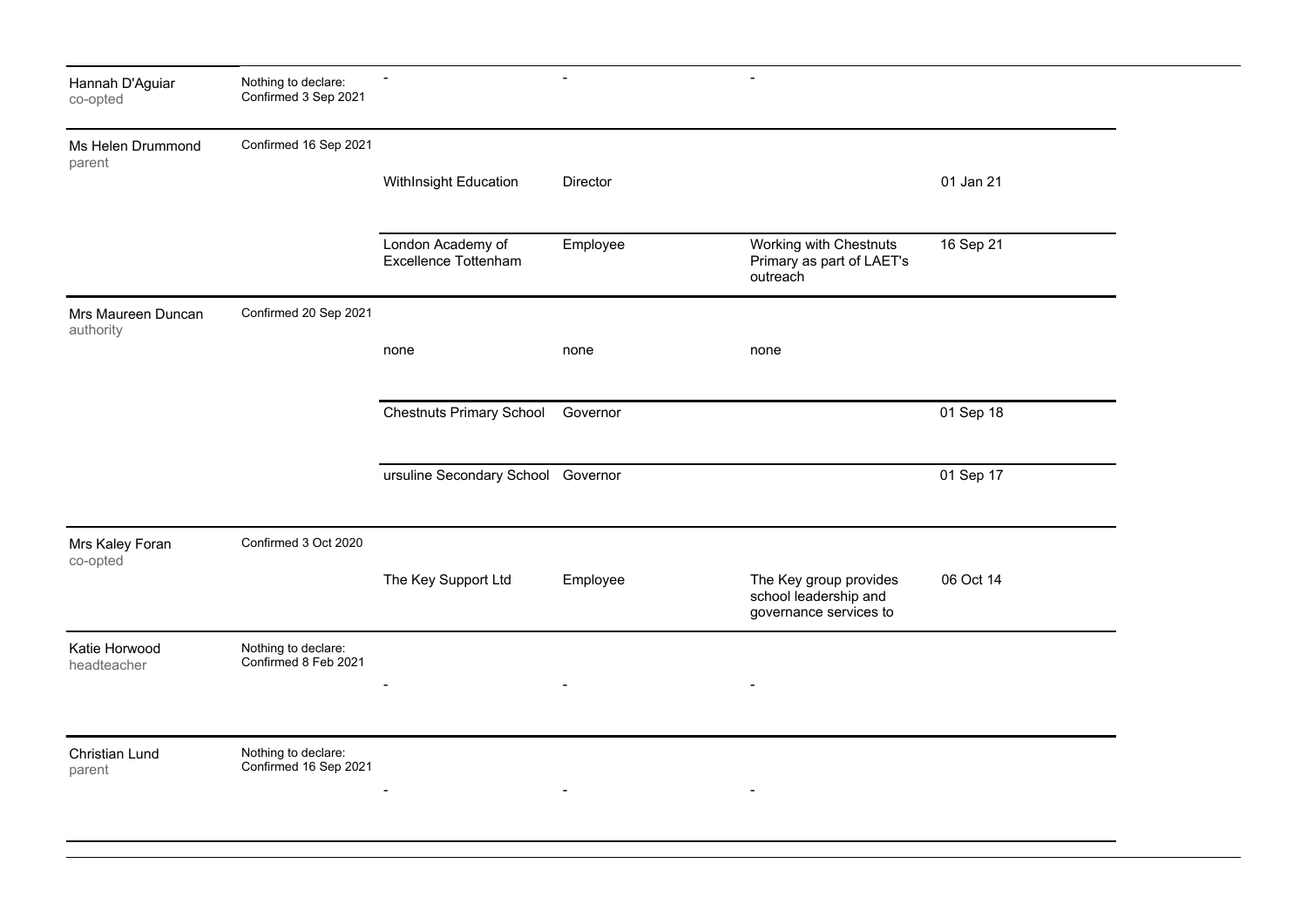| Name | Confirmation | Business | Nature | Details | Date |
|---|---|---|---|---|---|
| Hannah D'Aguiar<br>co-opted | Nothing to declare:<br>Confirmed 3 Sep 2021 | - | - | - | |
| Ms Helen Drummond<br>parent | Confirmed 16 Sep 2021 | WithInsight Education | Director | | 01 Jan 21 |
| | | London Academy of Excellence Tottenham | Employee | Working with Chestnuts Primary as part of LAET's outreach | 16 Sep 21 |
| Mrs Maureen Duncan<br>authority | Confirmed 20 Sep 2021 | none | none | none | |
| | | Chestnuts Primary School | Governor | | 01 Sep 18 |
| | | ursuline Secondary School | Governor | | 01 Sep 17 |
| Mrs Kaley Foran<br>co-opted | Confirmed 3 Oct 2020 | The Key Support Ltd | Employee | The Key group provides school leadership and governance services to | 06 Oct 14 |
| Katie Horwood<br>headteacher | Nothing to declare:<br>Confirmed 8 Feb 2021 | - | - | - | |
| Christian Lund<br>parent | Nothing to declare:<br>Confirmed 16 Sep 2021 | - | - | - | |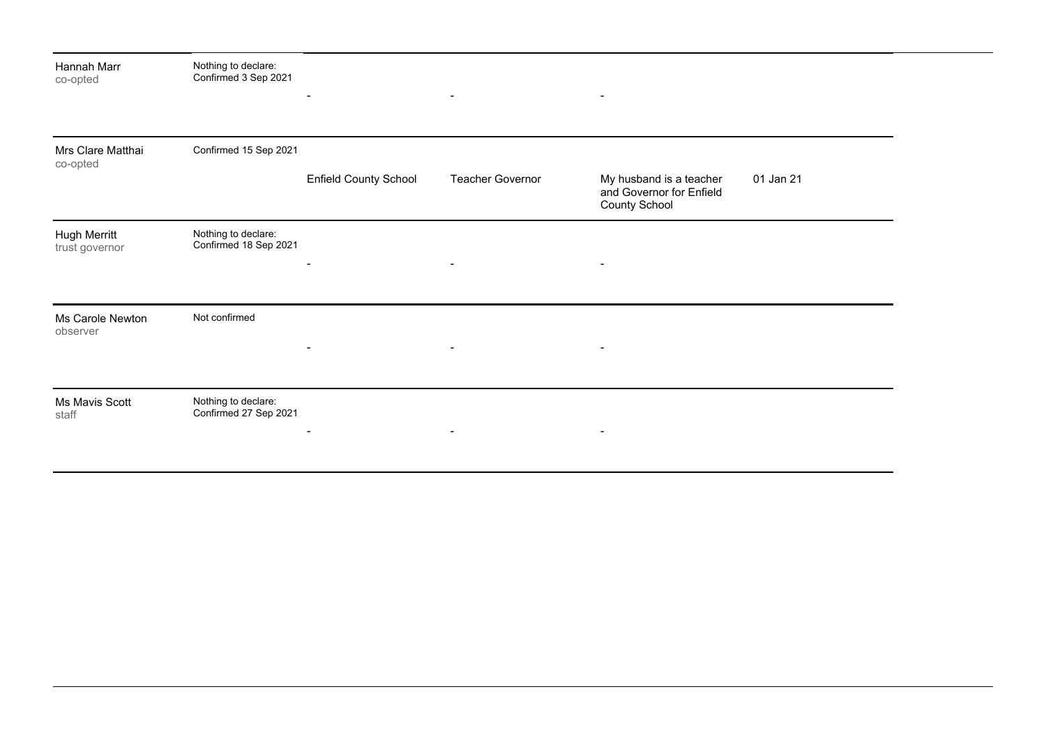| | | | | | |
|---|---|---|---|---|---|
| Hannah Marr<br>co-opted | Nothing to declare:<br>Confirmed 3 Sep 2021 | - | - | - | |
| Mrs Clare Matthai<br>co-opted | Confirmed 15 Sep 2021 | Enfield County School | Teacher Governor | My husband is a teacher and Governor for Enfield County School | 01 Jan 21 |
| Hugh Merritt<br>trust governor | Nothing to declare:<br>Confirmed 18 Sep 2021 | - | - | - | |
| Ms Carole Newton<br>observer | Not confirmed | - | - | - | |
| Ms Mavis Scott<br>staff | Nothing to declare:<br>Confirmed 27 Sep 2021 | - | - | - | |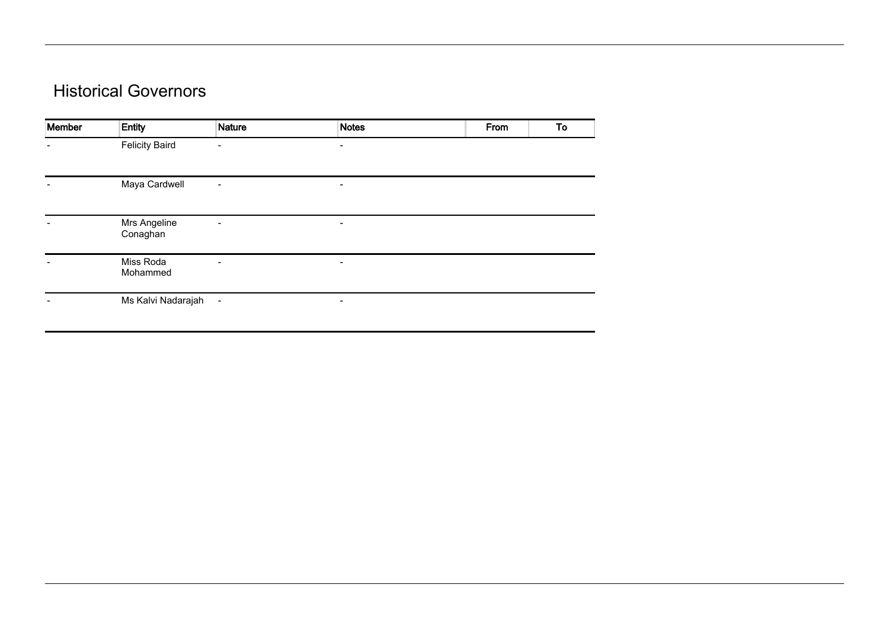## Historical Governors

| Member | Entity | Nature | Notes | From | To |
|---|---|---|---|---|---|
| - | Felicity Baird | - | - | | |
| - | Maya Cardwell | - | - | | |
| - | Mrs Angeline Conaghan | - | - | | |
| - | Miss Roda Mohammed | - | - | | |
| - | Ms Kalvi Nadarajah | - | - | | |